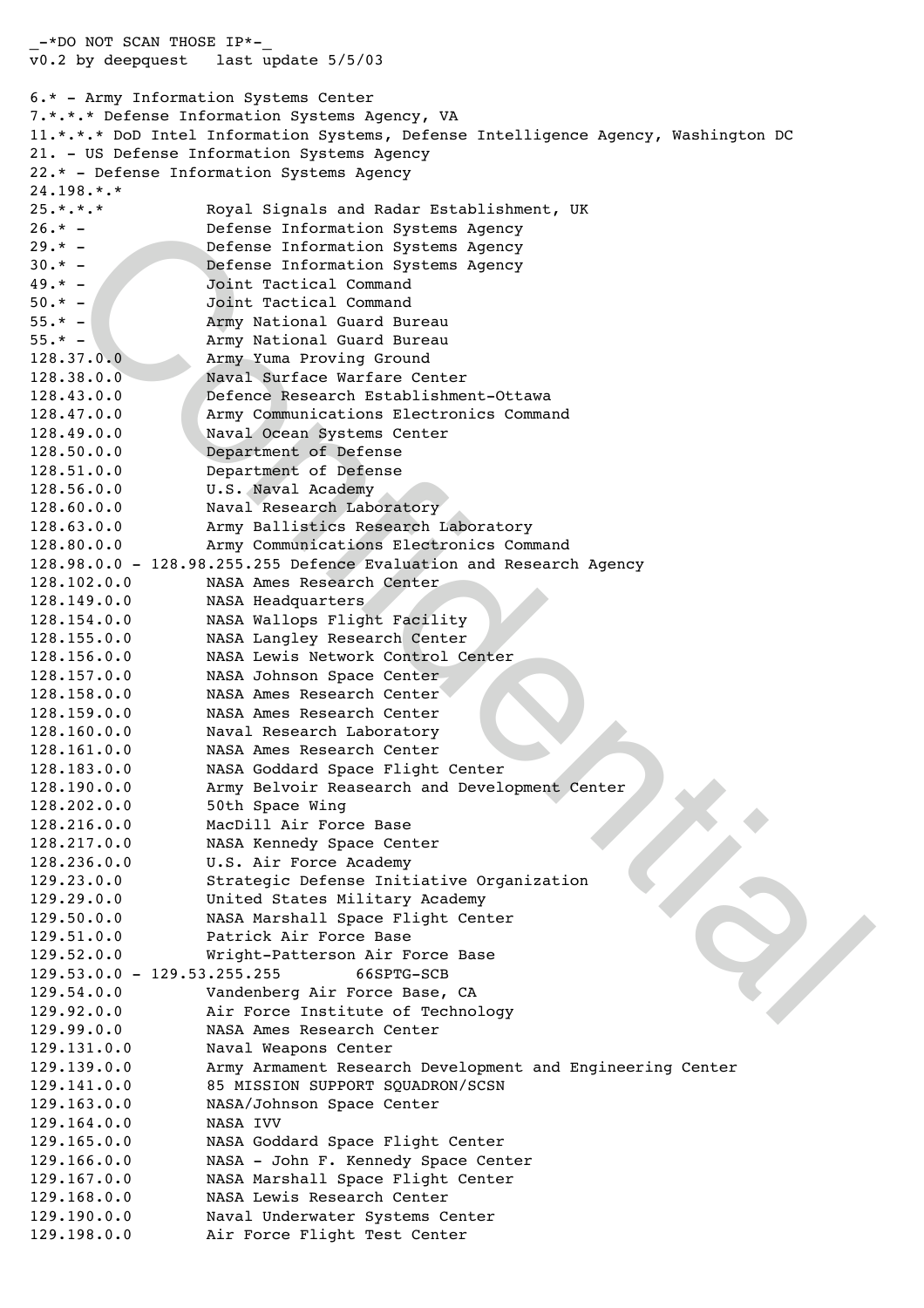```
_-*DO NOT SCAN THOSE IP*-_
v0.2 by deepquest   last update 5/5/03

6.* - Army Information Systems Center
7.*.*.* Defense Information Systems Agency, VA
11.*.*.* DoD Intel Information Systems, Defense Intelligence Agency, Washington DC
21. - US Defense Information Systems Agency
22.* - Defense Information Systems Agency
24.198.*.*
25.*.*.*            Royal Signals and Radar Establishment, UK
26.* -              Defense Information Systems Agency
29.* -              Defense Information Systems Agency
30.* -              Defense Information Systems Agency
49.* -              Joint Tactical Command
50.* -              Joint Tactical Command
55.* -              Army National Guard Bureau
55.* -              Army National Guard Bureau
128.37.0.0          Army Yuma Proving Ground
128.38.0.0          Naval Surface Warfare Center
128.43.0.0          Defence Research Establishment-Ottawa
128.47.0.0          Army Communications Electronics Command
128.49.0.0          Naval Ocean Systems Center
128.50.0.0          Department of Defense
128.51.0.0          Department of Defense
128.56.0.0          U.S. Naval Academy
128.60.0.0          Naval Research Laboratory
128.63.0.0          Army Ballistics Research Laboratory
128.80.0.0          Army Communications Electronics Command
128.98.0.0 - 128.98.255.255 Defence Evaluation and Research Agency
128.102.0.0         NASA Ames Research Center
128.149.0.0         NASA Headquarters
128.154.0.0         NASA Wallops Flight Facility
128.155.0.0         NASA Langley Research Center
128.156.0.0         NASA Lewis Network Control Center
128.157.0.0         NASA Johnson Space Center
128.158.0.0         NASA Ames Research Center
128.159.0.0         NASA Ames Research Center
128.160.0.0         Naval Research Laboratory
128.161.0.0         NASA Ames Research Center
128.183.0.0         NASA Goddard Space Flight Center
128.190.0.0         Army Belvoir Reasearch and Development Center
128.202.0.0         50th Space Wing
128.216.0.0         MacDill Air Force Base
128.217.0.0         NASA Kennedy Space Center
128.236.0.0         U.S. Air Force Academy
129.23.0.0          Strategic Defense Initiative Organization
129.29.0.0          United States Military Academy
129.50.0.0          NASA Marshall Space Flight Center
129.51.0.0          Patrick Air Force Base
129.52.0.0          Wright-Patterson Air Force Base
129.53.0.0 - 129.53.255.255        66SPTG-SCB
129.54.0.0          Vandenberg Air Force Base, CA
129.92.0.0          Air Force Institute of Technology
129.99.0.0          NASA Ames Research Center
129.131.0.0         Naval Weapons Center
129.139.0.0         Army Armament Research Development and Engineering Center
129.141.0.0         85 MISSION SUPPORT SQUADRON/SCSN
129.163.0.0         NASA/Johnson Space Center
129.164.0.0         NASA IVV
129.165.0.0         NASA Goddard Space Flight Center
129.166.0.0         NASA - John F. Kennedy Space Center
129.167.0.0         NASA Marshall Space Flight Center
129.168.0.0         NASA Lewis Research Center
129.190.0.0         Naval Underwater Systems Center
129.198.0.0         Air Force Flight Test Center
```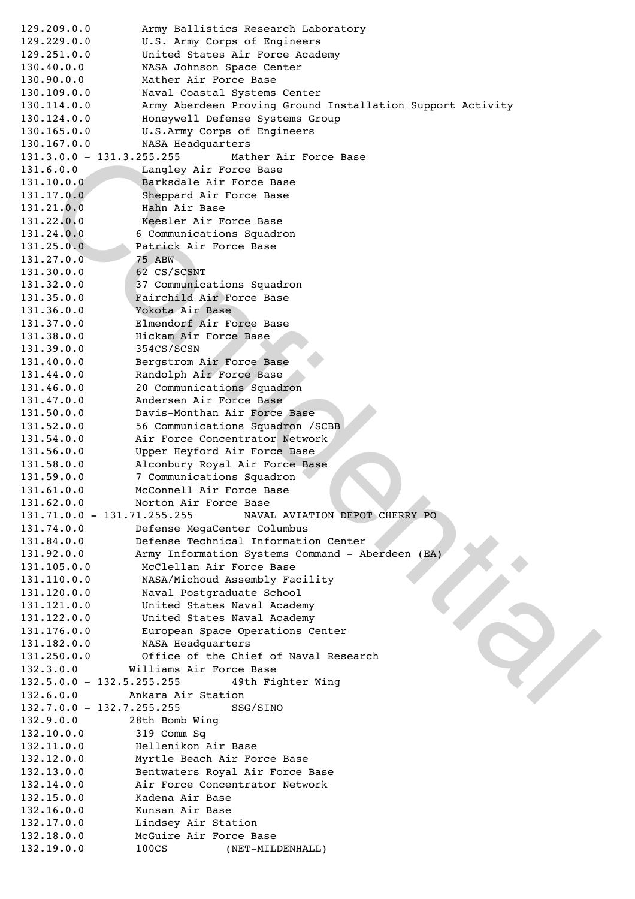```
129.209.0.0         Army Ballistics Research Laboratory
129.229.0.0         U.S. Army Corps of Engineers
129.251.0.0         United States Air Force Academy
130.40.0.0          NASA Johnson Space Center
130.90.0.0          Mather Air Force Base
130.109.0.0         Naval Coastal Systems Center
130.114.0.0         Army Aberdeen Proving Ground Installation Support Activity
130.124.0.0         Honeywell Defense Systems Group
130.165.0.0         U.S.Army Corps of Engineers
130.167.0.0         NASA Headquarters
131.3.0.0 - 131.3.255.255        Mather Air Force Base
131.6.0.0           Langley Air Force Base
131.10.0.0          Barksdale Air Force Base
131.17.0.0          Sheppard Air Force Base
131.21.0.0          Hahn Air Base
131.22.0.0          Keesler Air Force Base
131.24.0.0         6 Communications Squadron
131.25.0.0         Patrick Air Force Base
131.27.0.0         75 ABW
131.30.0.0         62 CS/SCSNT
131.32.0.0         37 Communications Squadron
131.35.0.0         Fairchild Air Force Base
131.36.0.0         Yokota Air Base
131.37.0.0         Elmendorf Air Force Base
131.38.0.0         Hickam Air Force Base
131.39.0.0         354CS/SCSN
131.40.0.0         Bergstrom Air Force Base
131.44.0.0         Randolph Air Force Base
131.46.0.0         20 Communications Squadron
131.47.0.0         Andersen Air Force Base
131.50.0.0         Davis-Monthan Air Force Base
131.52.0.0         56 Communications Squadron /SCBB
131.54.0.0         Air Force Concentrator Network
131.56.0.0         Upper Heyford Air Force Base
131.58.0.0         Alconbury Royal Air Force Base
131.59.0.0         7 Communications Squadron
131.61.0.0         McConnell Air Force Base
131.62.0.0         Norton Air Force Base
131.71.0.0 - 131.71.255.255        NAVAL AVIATION DEPOT CHERRY PO
131.74.0.0         Defense MegaCenter Columbus
131.84.0.0         Defense Technical Information Center
131.92.0.0         Army Information Systems Command - Aberdeen (EA)
131.105.0.0         McClellan Air Force Base
131.110.0.0         NASA/Michoud Assembly Facility
131.120.0.0         Naval Postgraduate School
131.121.0.0         United States Naval Academy
131.122.0.0         United States Naval Academy
131.176.0.0         European Space Operations Center
131.182.0.0         NASA Headquarters
131.250.0.0         Office of the Chief of Naval Research
132.3.0.0         Williams Air Force Base
132.5.0.0 - 132.5.255.255        49th Fighter Wing
132.6.0.0         Ankara Air Station
132.7.0.0 - 132.7.255.255        SSG/SINO
132.9.0.0         28th Bomb Wing
132.10.0.0         319 Comm Sq
132.11.0.0         Hellenikon Air Base
132.12.0.0         Myrtle Beach Air Force Base
132.13.0.0         Bentwaters Royal Air Force Base
132.14.0.0         Air Force Concentrator Network
132.15.0.0         Kadena Air Base
132.16.0.0         Kunsan Air Base
132.17.0.0         Lindsey Air Station
132.18.0.0         McGuire Air Force Base
132.19.0.0         100CS         (NET-MILDENHALL)
```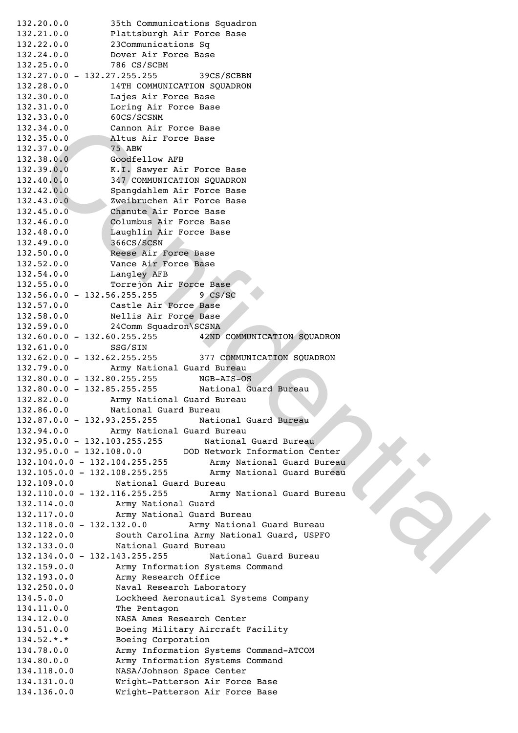```
132.20.0.0         35th Communications Squadron
132.21.0.0         Plattsburgh Air Force Base
132.22.0.0         23Communications Sq
132.24.0.0         Dover Air Force Base
132.25.0.0         786 CS/SCBM
132.27.0.0 - 132.27.255.255        39CS/SCBBN
132.28.0.0         14TH COMMUNICATION SQUADRON
132.30.0.0         Lajes Air Force Base
132.31.0.0         Loring Air Force Base
132.33.0.0         60CS/SCSNM
132.34.0.0         Cannon Air Force Base
132.35.0.0         Altus Air Force Base
132.37.0.0         75 ABW
132.38.0.0         Goodfellow AFB
132.39.0.0         K.I. Sawyer Air Force Base
132.40.0.0         347 COMMUNICATION SQUADRON
132.42.0.0         Spangdahlem Air Force Base
132.43.0.0         Zweibruchen Air Force Base
132.45.0.0         Chanute Air Force Base
132.46.0.0         Columbus Air Force Base
132.48.0.0         Laughlin Air Force Base
132.49.0.0         366CS/SCSN
132.50.0.0         Reese Air Force Base
132.52.0.0         Vance Air Force Base
132.54.0.0         Langley AFB
132.55.0.0         Torrejon Air Force Base
132.56.0.0 - 132.56.255.255        9 CS/SC
132.57.0.0         Castle Air Force Base
132.58.0.0         Nellis Air Force Base
132.59.0.0         24Comm Squadron\SCSNA
132.60.0.0 - 132.60.255.255        42ND COMMUNICATION SQUADRON
132.61.0.0         SSG/SIN
132.62.0.0 - 132.62.255.255        377 COMMUNICATION SQUADRON
132.79.0.0         Army National Guard Bureau
132.80.0.0 - 132.80.255.255        NGB-AIS-OS
132.80.0.0 - 132.85.255.255        National Guard Bureau
132.82.0.0         Army National Guard Bureau
132.86.0.0         National Guard Bureau
132.87.0.0 - 132.93.255.255        National Guard Bureau
132.94.0.0         Army National Guard Bureau
132.95.0.0 - 132.103.255.255        National Guard Bureau
132.95.0.0 - 132.108.0.0        DOD Network Information Center
132.104.0.0 - 132.104.255.255        Army National Guard Bureau
132.105.0.0 - 132.108.255.255        Army National Guard Bureau
132.109.0.0         National Guard Bureau
132.110.0.0 - 132.116.255.255        Army National Guard Bureau
132.114.0.0         Army National Guard
132.117.0.0         Army National Guard Bureau
132.118.0.0 - 132.132.0.0        Army National Guard Bureau
132.122.0.0         South Carolina Army National Guard, USPFO
132.133.0.0         National Guard Bureau
132.134.0.0 - 132.143.255.255        National Guard Bureau
132.159.0.0         Army Information Systems Command
132.193.0.0         Army Research Office
132.250.0.0         Naval Research Laboratory
134.5.0.0           Lockheed Aeronautical Systems Company
134.11.0.0          The Pentagon
134.12.0.0          NASA Ames Research Center
134.51.0.0          Boeing Military Aircraft Facility
134.52.*.*          Boeing Corporation
134.78.0.0          Army Information Systems Command-ATCOM
134.80.0.0          Army Information Systems Command
134.118.0.0         NASA/Johnson Space Center
134.131.0.0         Wright-Patterson Air Force Base
134.136.0.0         Wright-Patterson Air Force Base
```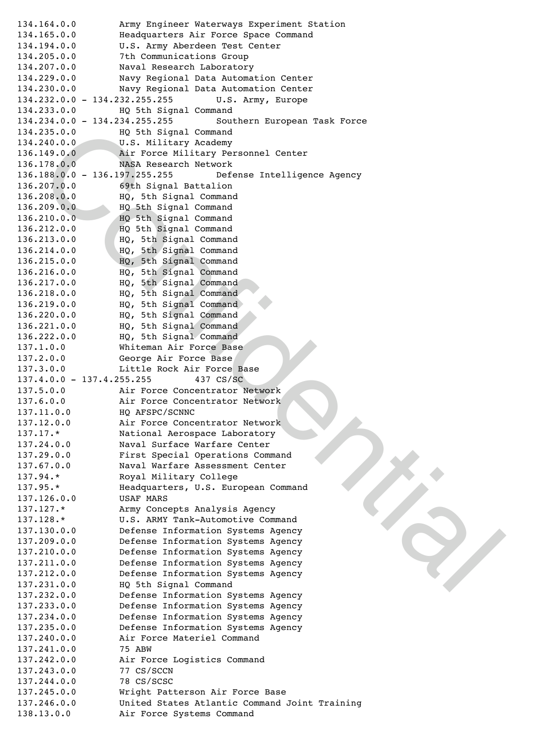```
134.164.0.0         Army Engineer Waterways Experiment Station
134.165.0.0         Headquarters Air Force Space Command
134.194.0.0         U.S. Army Aberdeen Test Center
134.205.0.0         7th Communications Group
134.207.0.0         Naval Research Laboratory
134.229.0.0         Navy Regional Data Automation Center
134.230.0.0         Navy Regional Data Automation Center
134.232.0.0 - 134.232.255.255        U.S. Army, Europe
134.233.0.0         HQ 5th Signal Command
134.234.0.0 - 134.234.255.255        Southern European Task Force
134.235.0.0         HQ 5th Signal Command
134.240.0.0         U.S. Military Academy
136.149.0.0         Air Force Military Personnel Center
136.178.0.0         NASA Research Network
136.188.0.0 - 136.197.255.255        Defense Intelligence Agency
136.207.0.0         69th Signal Battalion
136.208.0.0         HQ, 5th Signal Command
136.209.0.0         HQ 5th Signal Command
136.210.0.0         HQ 5th Signal Command
136.212.0.0         HQ 5th Signal Command
136.213.0.0         HQ, 5th Signal Command
136.214.0.0         HQ, 5th Signal Command
136.215.0.0         HQ, 5th Signal Command
136.216.0.0         HQ, 5th Signal Command
136.217.0.0         HQ, 5th Signal Command
136.218.0.0         HQ, 5th Signal Command
136.219.0.0         HQ, 5th Signal Command
136.220.0.0         HQ, 5th Signal Command
136.221.0.0         HQ, 5th Signal Command
136.222.0.0         HQ, 5th Signal Command
137.1.0.0           Whiteman Air Force Base
137.2.0.0           George Air Force Base
137.3.0.0           Little Rock Air Force Base
137.4.0.0 - 137.4.255.255        437 CS/SC
137.5.0.0           Air Force Concentrator Network
137.6.0.0           Air Force Concentrator Network
137.11.0.0          HQ AFSPC/SCNNC
137.12.0.0          Air Force Concentrator Network
137.17.*            National Aerospace Laboratory
137.24.0.0          Naval Surface Warfare Center
137.29.0.0          First Special Operations Command
137.67.0.0          Naval Warfare Assessment Center
137.94.*            Royal Military College
137.95.*            Headquarters, U.S. European Command
137.126.0.0         USAF MARS
137.127.*           Army Concepts Analysis Agency
137.128.*           U.S. ARMY Tank-Automotive Command
137.130.0.0         Defense Information Systems Agency
137.209.0.0         Defense Information Systems Agency
137.210.0.0         Defense Information Systems Agency
137.211.0.0         Defense Information Systems Agency
137.212.0.0         Defense Information Systems Agency
137.231.0.0         HQ 5th Signal Command
137.232.0.0         Defense Information Systems Agency
137.233.0.0         Defense Information Systems Agency
137.234.0.0         Defense Information Systems Agency
137.235.0.0         Defense Information Systems Agency
137.240.0.0         Air Force Materiel Command
137.241.0.0         75 ABW
137.242.0.0         Air Force Logistics Command
137.243.0.0         77 CS/SCCN
137.244.0.0         78 CS/SCSC
137.245.0.0         Wright Patterson Air Force Base
137.246.0.0         United States Atlantic Command Joint Training
138.13.0.0          Air Force Systems Command
```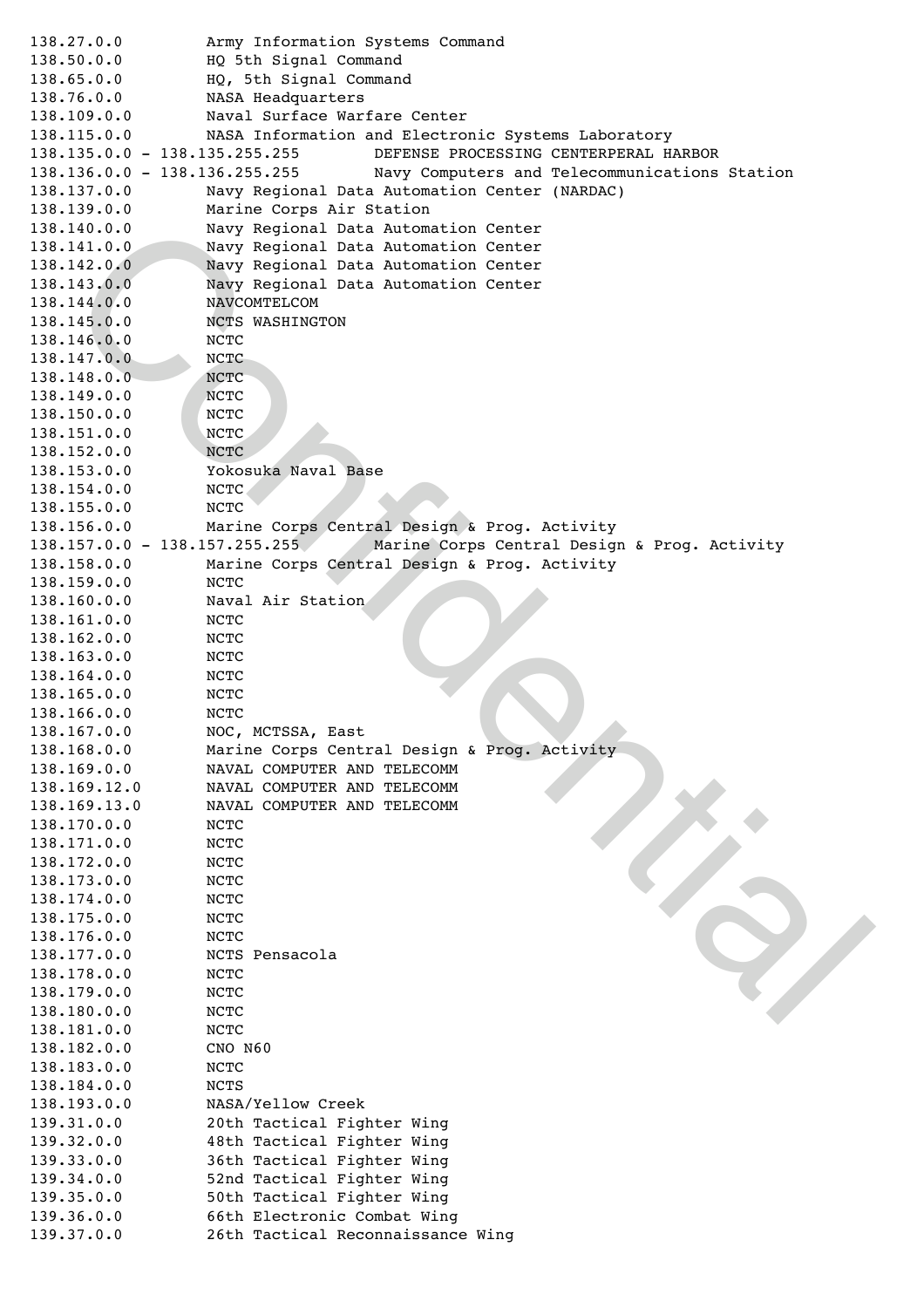```
138.27.0.0          Army Information Systems Command
138.50.0.0          HQ 5th Signal Command
138.65.0.0          HQ, 5th Signal Command
138.76.0.0          NASA Headquarters
138.109.0.0         Naval Surface Warfare Center
138.115.0.0         NASA Information and Electronic Systems Laboratory
138.135.0.0 - 138.135.255.255        DEFENSE PROCESSING CENTERPERAL HARBOR
138.136.0.0 - 138.136.255.255        Navy Computers and Telecommunications Station
138.137.0.0         Navy Regional Data Automation Center (NARDAC)
138.139.0.0         Marine Corps Air Station
138.140.0.0         Navy Regional Data Automation Center
138.141.0.0         Navy Regional Data Automation Center
138.142.0.0         Navy Regional Data Automation Center
138.143.0.0         Navy Regional Data Automation Center
138.144.0.0         NAVCOMTELCOM
138.145.0.0         NCTS WASHINGTON
138.146.0.0         NCTC
138.147.0.0         NCTC
138.148.0.0         NCTC
138.149.0.0         NCTC
138.150.0.0         NCTC
138.151.0.0         NCTC
138.152.0.0         NCTC
138.153.0.0         Yokosuka Naval Base
138.154.0.0         NCTC
138.155.0.0         NCTC
138.156.0.0         Marine Corps Central Design & Prog. Activity
138.157.0.0 - 138.157.255.255        Marine Corps Central Design & Prog. Activity
138.158.0.0         Marine Corps Central Design & Prog. Activity
138.159.0.0         NCTC
138.160.0.0         Naval Air Station
138.161.0.0         NCTC
138.162.0.0         NCTC
138.163.0.0         NCTC
138.164.0.0         NCTC
138.165.0.0         NCTC
138.166.0.0         NCTC
138.167.0.0         NOC, MCTSSA, East
138.168.0.0         Marine Corps Central Design & Prog. Activity
138.169.0.0         NAVAL COMPUTER AND TELECOMM
138.169.12.0        NAVAL COMPUTER AND TELECOMM
138.169.13.0        NAVAL COMPUTER AND TELECOMM
138.170.0.0         NCTC
138.171.0.0         NCTC
138.172.0.0         NCTC
138.173.0.0         NCTC
138.174.0.0         NCTC
138.175.0.0         NCTC
138.176.0.0         NCTC
138.177.0.0         NCTS Pensacola
138.178.0.0         NCTC
138.179.0.0         NCTC
138.180.0.0         NCTC
138.181.0.0         NCTC
138.182.0.0         CNO N60
138.183.0.0         NCTC
138.184.0.0         NCTS
138.193.0.0         NASA/Yellow Creek
139.31.0.0          20th Tactical Fighter Wing
139.32.0.0          48th Tactical Fighter Wing
139.33.0.0          36th Tactical Fighter Wing
139.34.0.0          52nd Tactical Fighter Wing
139.35.0.0          50th Tactical Fighter Wing
139.36.0.0          66th Electronic Combat Wing
139.37.0.0          26th Tactical Reconnaissance Wing
```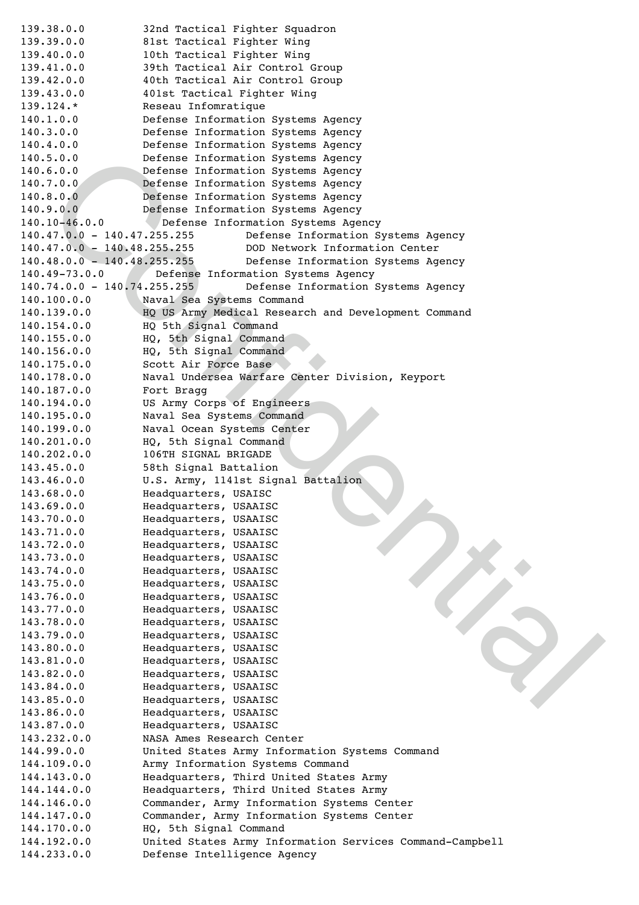```
139.38.0.0          32nd Tactical Fighter Squadron
139.39.0.0          81st Tactical Fighter Wing
139.40.0.0          10th Tactical Fighter Wing
139.41.0.0          39th Tactical Air Control Group
139.42.0.0          40th Tactical Air Control Group
139.43.0.0          401st Tactical Fighter Wing
139.124.*           Reseau Infomratique
140.1.0.0           Defense Information Systems Agency
140.3.0.0           Defense Information Systems Agency
140.4.0.0           Defense Information Systems Agency
140.5.0.0           Defense Information Systems Agency
140.6.0.0           Defense Information Systems Agency
140.7.0.0           Defense Information Systems Agency
140.8.0.0           Defense Information Systems Agency
140.9.0.0           Defense Information Systems Agency
140.10-46.0.0          Defense Information Systems Agency
140.47.0.0 - 140.47.255.255          Defense Information Systems Agency
140.47.0.0 - 140.48.255.255          DOD Network Information Center
140.48.0.0 - 140.48.255.255          Defense Information Systems Agency
140.49-73.0.0          Defense Information Systems Agency
140.74.0.0 - 140.74.255.255          Defense Information Systems Agency
140.100.0.0         Naval Sea Systems Command
140.139.0.0         HQ US Army Medical Research and Development Command
140.154.0.0         HQ 5th Signal Command
140.155.0.0         HQ, 5th Signal Command
140.156.0.0         HQ, 5th Signal Command
140.175.0.0         Scott Air Force Base
140.178.0.0         Naval Undersea Warfare Center Division, Keyport
140.187.0.0         Fort Bragg
140.194.0.0         US Army Corps of Engineers
140.195.0.0         Naval Sea Systems Command
140.199.0.0         Naval Ocean Systems Center
140.201.0.0         HQ, 5th Signal Command
140.202.0.0         106TH SIGNAL BRIGADE
143.45.0.0          58th Signal Battalion
143.46.0.0          U.S. Army, 1141st Signal Battalion
143.68.0.0          Headquarters, USAISC
143.69.0.0          Headquarters, USAAISC
143.70.0.0          Headquarters, USAAISC
143.71.0.0          Headquarters, USAAISC
143.72.0.0          Headquarters, USAAISC
143.73.0.0          Headquarters, USAAISC
143.74.0.0          Headquarters, USAAISC
143.75.0.0          Headquarters, USAAISC
143.76.0.0          Headquarters, USAAISC
143.77.0.0          Headquarters, USAAISC
143.78.0.0          Headquarters, USAAISC
143.79.0.0          Headquarters, USAAISC
143.80.0.0          Headquarters, USAAISC
143.81.0.0          Headquarters, USAAISC
143.82.0.0          Headquarters, USAAISC
143.84.0.0          Headquarters, USAAISC
143.85.0.0          Headquarters, USAAISC
143.86.0.0          Headquarters, USAAISC
143.87.0.0          Headquarters, USAAISC
143.232.0.0         NASA Ames Research Center
144.99.0.0          United States Army Information Systems Command
144.109.0.0         Army Information Systems Command
144.143.0.0         Headquarters, Third United States Army
144.144.0.0         Headquarters, Third United States Army
144.146.0.0         Commander, Army Information Systems Center
144.147.0.0         Commander, Army Information Systems Center
144.170.0.0         HQ, 5th Signal Command
144.192.0.0         United States Army Information Services Command-Campbell
144.233.0.0         Defense Intelligence Agency
```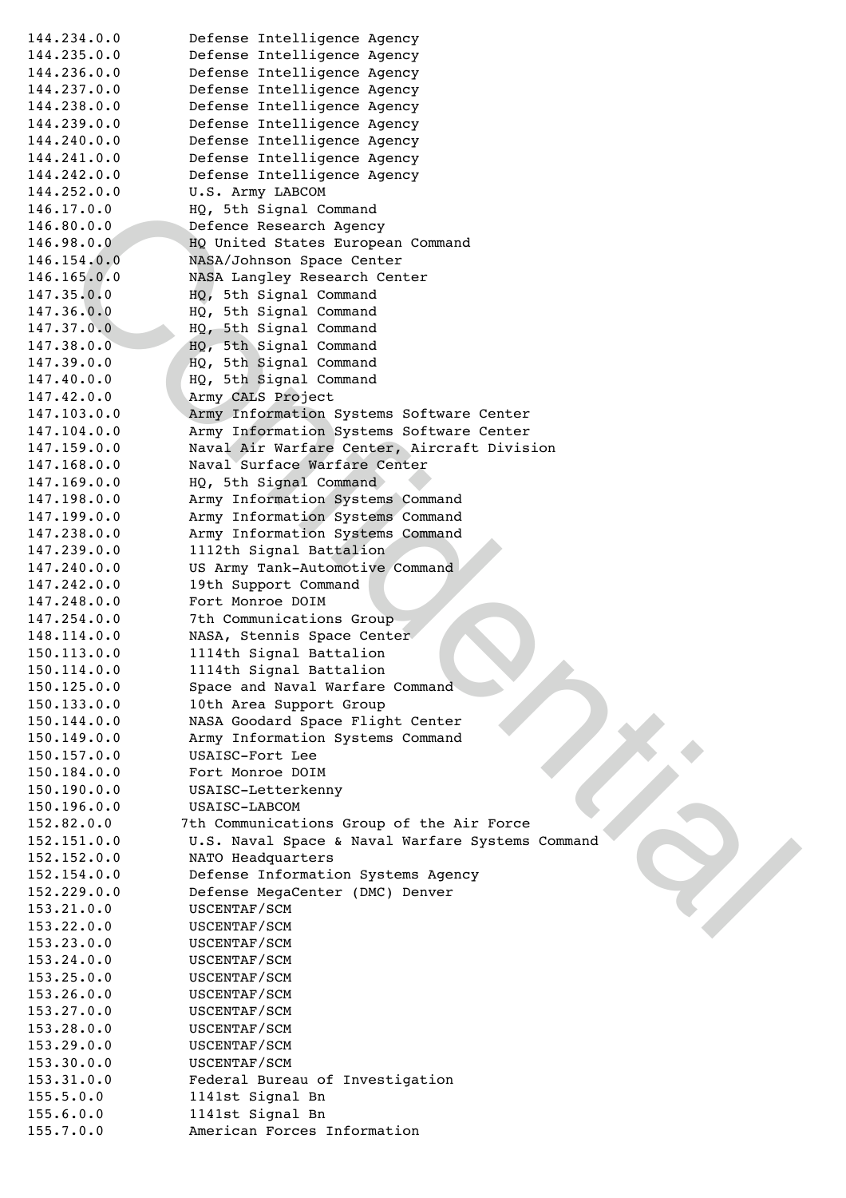```
144.234.0.0         Defense Intelligence Agency
144.235.0.0         Defense Intelligence Agency
144.236.0.0         Defense Intelligence Agency
144.237.0.0         Defense Intelligence Agency
144.238.0.0         Defense Intelligence Agency
144.239.0.0         Defense Intelligence Agency
144.240.0.0         Defense Intelligence Agency
144.241.0.0         Defense Intelligence Agency
144.242.0.0         Defense Intelligence Agency
144.252.0.0         U.S. Army LABCOM
146.17.0.0          HQ, 5th Signal Command
146.80.0.0          Defence Research Agency
146.98.0.0          HQ United States European Command
146.154.0.0         NASA/Johnson Space Center
146.165.0.0         NASA Langley Research Center
147.35.0.0          HQ, 5th Signal Command
147.36.0.0          HQ, 5th Signal Command
147.37.0.0          HQ, 5th Signal Command
147.38.0.0          HQ, 5th Signal Command
147.39.0.0          HQ, 5th Signal Command
147.40.0.0          HQ, 5th Signal Command
147.42.0.0          Army CALS Project
147.103.0.0         Army Information Systems Software Center
147.104.0.0         Army Information Systems Software Center
147.159.0.0         Naval Air Warfare Center, Aircraft Division
147.168.0.0         Naval Surface Warfare Center
147.169.0.0         HQ, 5th Signal Command
147.198.0.0         Army Information Systems Command
147.199.0.0         Army Information Systems Command
147.238.0.0         Army Information Systems Command
147.239.0.0         1112th Signal Battalion
147.240.0.0         US Army Tank-Automotive Command
147.242.0.0         19th Support Command
147.248.0.0         Fort Monroe DOIM
147.254.0.0         7th Communications Group
148.114.0.0         NASA, Stennis Space Center
150.113.0.0         1114th Signal Battalion
150.114.0.0         1114th Signal Battalion
150.125.0.0         Space and Naval Warfare Command
150.133.0.0         10th Area Support Group
150.144.0.0         NASA Goodard Space Flight Center
150.149.0.0         Army Information Systems Command
150.157.0.0         USAISC-Fort Lee
150.184.0.0         Fort Monroe DOIM
150.190.0.0         USAISC-Letterkenny
150.196.0.0         USAISC-LABCOM
152.82.0.0         7th Communications Group of the Air Force
152.151.0.0         U.S. Naval Space & Naval Warfare Systems Command
152.152.0.0         NATO Headquarters
152.154.0.0         Defense Information Systems Agency
152.229.0.0         Defense MegaCenter (DMC) Denver
153.21.0.0          USCENTAF/SCM
153.22.0.0          USCENTAF/SCM
153.23.0.0          USCENTAF/SCM
153.24.0.0          USCENTAF/SCM
153.25.0.0          USCENTAF/SCM
153.26.0.0          USCENTAF/SCM
153.27.0.0          USCENTAF/SCM
153.28.0.0          USCENTAF/SCM
153.29.0.0          USCENTAF/SCM
153.30.0.0          USCENTAF/SCM
153.31.0.0          Federal Bureau of Investigation
155.5.0.0           1141st Signal Bn
155.6.0.0           1141st Signal Bn
155.7.0.0           American Forces Information
```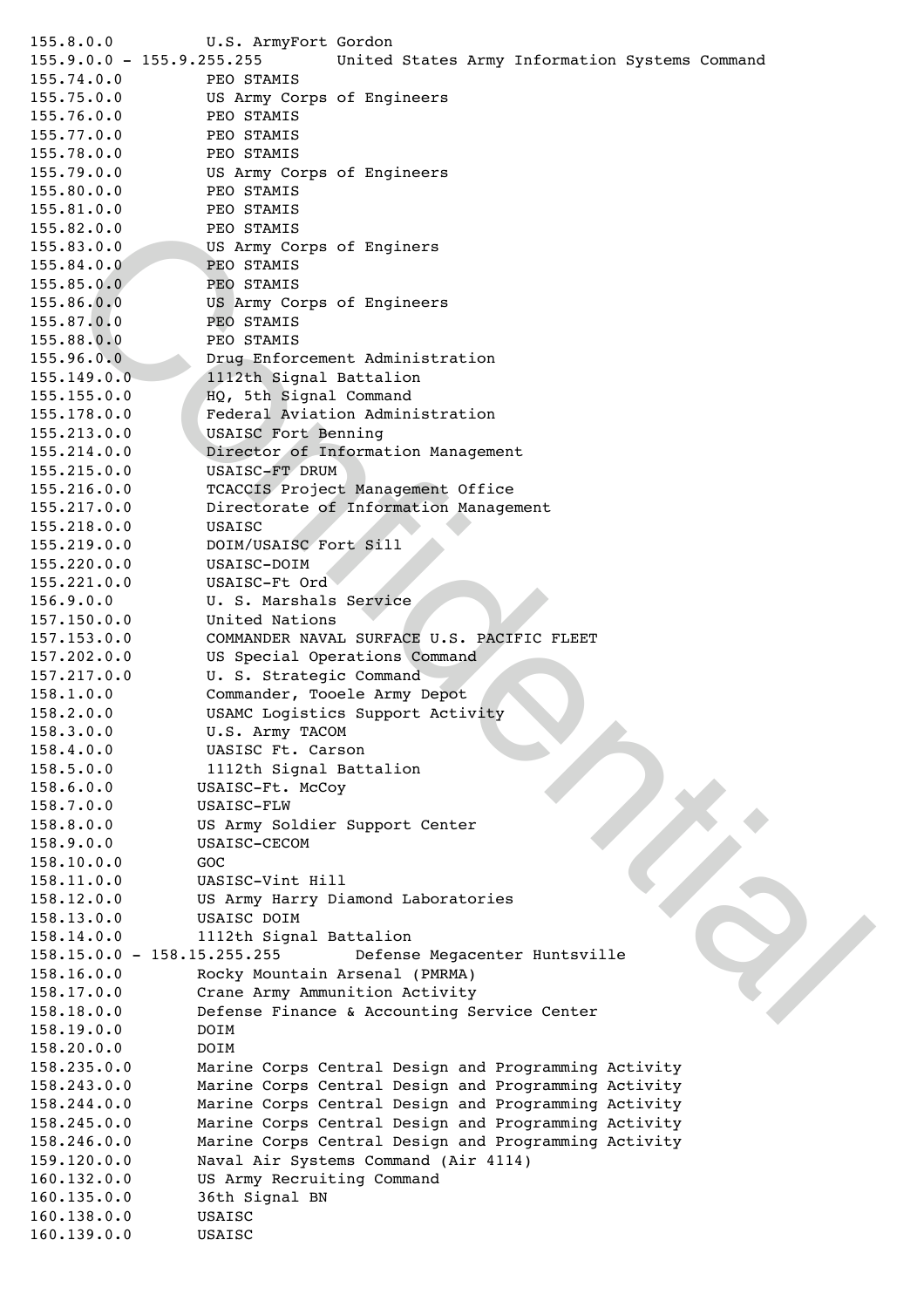```
155.8.0.0           U.S. ArmyFort Gordon
155.9.0.0 - 155.9.255.255         United States Army Information Systems Command
155.74.0.0          PEO STAMIS
155.75.0.0          US Army Corps of Engineers
155.76.0.0          PEO STAMIS
155.77.0.0          PEO STAMIS
155.78.0.0          PEO STAMIS
155.79.0.0          US Army Corps of Engineers
155.80.0.0          PEO STAMIS
155.81.0.0          PEO STAMIS
155.82.0.0          PEO STAMIS
155.83.0.0          US Army Corps of Enginers
155.84.0.0          PEO STAMIS
155.85.0.0          PEO STAMIS
155.86.0.0          US Army Corps of Engineers
155.87.0.0          PEO STAMIS
155.88.0.0          PEO STAMIS
155.96.0.0          Drug Enforcement Administration
155.149.0.0         1112th Signal Battalion
155.155.0.0         HQ, 5th Signal Command
155.178.0.0         Federal Aviation Administration
155.213.0.0         USAISC Fort Benning
155.214.0.0         Director of Information Management
155.215.0.0         USAISC-FT DRUM
155.216.0.0         TCACCIS Project Management Office
155.217.0.0         Directorate of Information Management
155.218.0.0         USAISC
155.219.0.0         DOIM/USAISC Fort Sill
155.220.0.0         USAISC-DOIM
155.221.0.0         USAISC-Ft Ord
156.9.0.0           U. S. Marshals Service
157.150.0.0         United Nations
157.153.0.0         COMMANDER NAVAL SURFACE U.S. PACIFIC FLEET
157.202.0.0         US Special Operations Command
157.217.0.0         U. S. Strategic Command
158.1.0.0           Commander, Tooele Army Depot
158.2.0.0           USAMC Logistics Support Activity
158.3.0.0           U.S. Army TACOM
158.4.0.0           UASISC Ft. Carson
158.5.0.0           1112th Signal Battalion
158.6.0.0          USAISC-Ft. McCoy
158.7.0.0          USAISC-FLW
158.8.0.0          US Army Soldier Support Center
158.9.0.0          USAISC-CECOM
158.10.0.0         GOC
158.11.0.0         UASISC-Vint Hill
158.12.0.0         US Army Harry Diamond Laboratories
158.13.0.0         USAISC DOIM
158.14.0.0         1112th Signal Battalion
158.15.0.0 - 158.15.255.255        Defense Megacenter Huntsville
158.16.0.0         Rocky Mountain Arsenal (PMRMA)
158.17.0.0         Crane Army Ammunition Activity
158.18.0.0         Defense Finance & Accounting Service Center
158.19.0.0         DOIM
158.20.0.0         DOIM
158.235.0.0        Marine Corps Central Design and Programming Activity
158.243.0.0        Marine Corps Central Design and Programming Activity
158.244.0.0        Marine Corps Central Design and Programming Activity
158.245.0.0        Marine Corps Central Design and Programming Activity
158.246.0.0        Marine Corps Central Design and Programming Activity
159.120.0.0        Naval Air Systems Command (Air 4114)
160.132.0.0        US Army Recruiting Command
160.135.0.0        36th Signal BN
160.138.0.0        USAISC
160.139.0.0        USAISC
```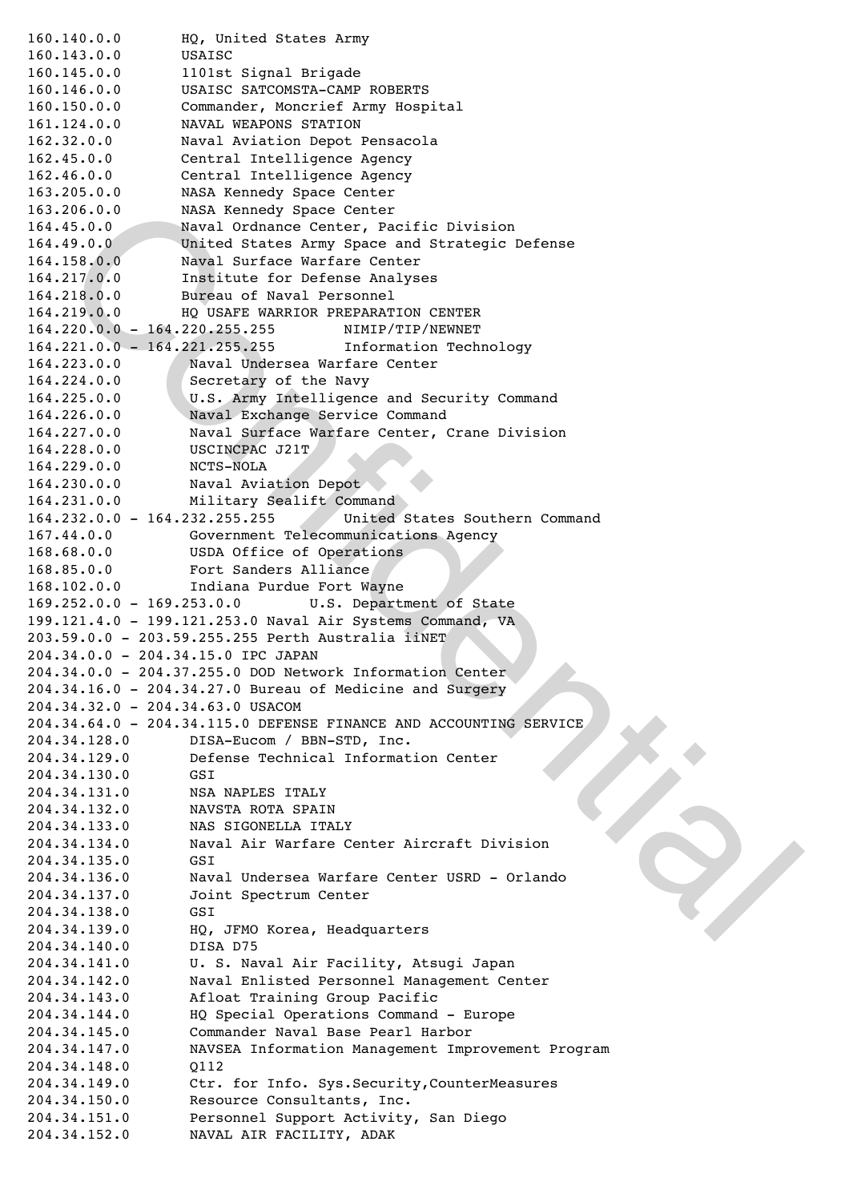```
160.140.0.0        HQ, United States Army
160.143.0.0        USAISC
160.145.0.0        1101st Signal Brigade
160.146.0.0        USAISC SATCOMSTA-CAMP ROBERTS
160.150.0.0        Commander, Moncrief Army Hospital
161.124.0.0        NAVAL WEAPONS STATION
162.32.0.0         Naval Aviation Depot Pensacola
162.45.0.0         Central Intelligence Agency
162.46.0.0         Central Intelligence Agency
163.205.0.0        NASA Kennedy Space Center
163.206.0.0        NASA Kennedy Space Center
164.45.0.0         Naval Ordnance Center, Pacific Division
164.49.0.0         United States Army Space and Strategic Defense
164.158.0.0        Naval Surface Warfare Center
164.217.0.0        Institute for Defense Analyses
164.218.0.0        Bureau of Naval Personnel
164.219.0.0        HQ USAFE WARRIOR PREPARATION CENTER
164.220.0.0 - 164.220.255.255         NIMIP/TIP/NEWNET
164.221.0.0 - 164.221.255.255         Information Technology
164.223.0.0         Naval Undersea Warfare Center
164.224.0.0         Secretary of the Navy
164.225.0.0         U.S. Army Intelligence and Security Command
164.226.0.0         Naval Exchange Service Command
164.227.0.0         Naval Surface Warfare Center, Crane Division
164.228.0.0         USCINCPAC J21T
164.229.0.0         NCTS-NOLA
164.230.0.0         Naval Aviation Depot
164.231.0.0         Military Sealift Command
164.232.0.0 - 164.232.255.255         United States Southern Command
167.44.0.0          Government Telecommunications Agency
168.68.0.0          USDA Office of Operations
168.85.0.0          Fort Sanders Alliance
168.102.0.0         Indiana Purdue Fort Wayne
169.252.0.0 - 169.253.0.0         U.S. Department of State
199.121.4.0 - 199.121.253.0 Naval Air Systems Command, VA
203.59.0.0 - 203.59.255.255 Perth Australia iiNET
204.34.0.0 - 204.34.15.0 IPC JAPAN
204.34.0.0 - 204.37.255.0 DOD Network Information Center
204.34.16.0 - 204.34.27.0 Bureau of Medicine and Surgery
204.34.32.0 - 204.34.63.0 USACOM
204.34.64.0 - 204.34.115.0 DEFENSE FINANCE AND ACCOUNTING SERVICE
204.34.128.0        DISA-Eucom / BBN-STD, Inc.
204.34.129.0        Defense Technical Information Center
204.34.130.0        GSI
204.34.131.0        NSA NAPLES ITALY
204.34.132.0        NAVSTA ROTA SPAIN
204.34.133.0        NAS SIGONELLA ITALY
204.34.134.0        Naval Air Warfare Center Aircraft Division
204.34.135.0        GSI
204.34.136.0        Naval Undersea Warfare Center USRD - Orlando
204.34.137.0        Joint Spectrum Center
204.34.138.0        GSI
204.34.139.0        HQ, JFMO Korea, Headquarters
204.34.140.0        DISA D75
204.34.141.0        U. S. Naval Air Facility, Atsugi Japan
204.34.142.0        Naval Enlisted Personnel Management Center
204.34.143.0        Afloat Training Group Pacific
204.34.144.0        HQ Special Operations Command - Europe
204.34.145.0        Commander Naval Base Pearl Harbor
204.34.147.0        NAVSEA Information Management Improvement Program
204.34.148.0        Q112
204.34.149.0        Ctr. for Info. Sys.Security,CounterMeasures
204.34.150.0        Resource Consultants, Inc.
204.34.151.0        Personnel Support Activity, San Diego
204.34.152.0        NAVAL AIR FACILITY, ADAK
```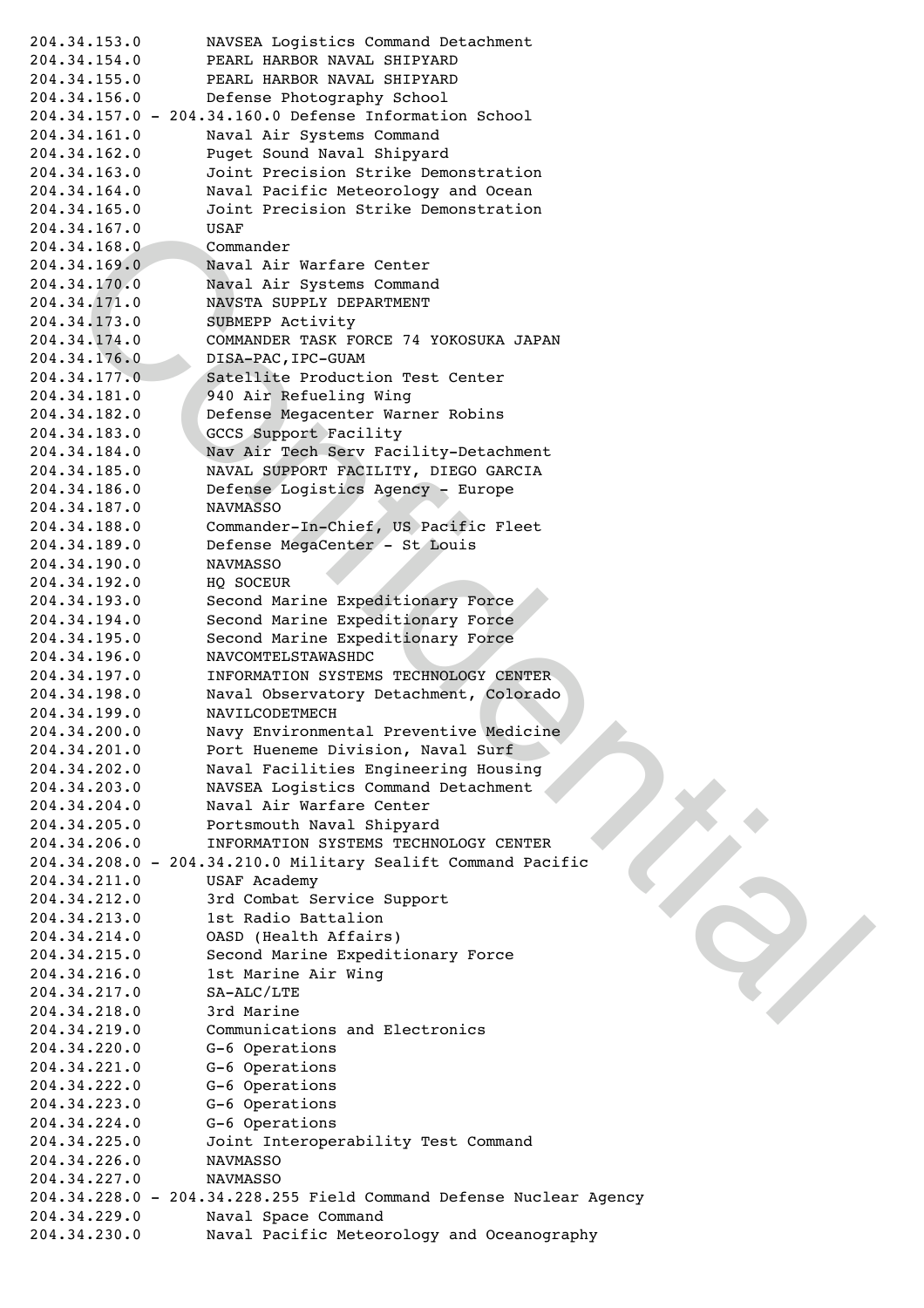```
204.34.153.0        NAVSEA Logistics Command Detachment
204.34.154.0        PEARL HARBOR NAVAL SHIPYARD
204.34.155.0        PEARL HARBOR NAVAL SHIPYARD
204.34.156.0        Defense Photography School
204.34.157.0 - 204.34.160.0 Defense Information School
204.34.161.0        Naval Air Systems Command
204.34.162.0        Puget Sound Naval Shipyard
204.34.163.0        Joint Precision Strike Demonstration
204.34.164.0        Naval Pacific Meteorology and Ocean
204.34.165.0        Joint Precision Strike Demonstration
204.34.167.0        USAF
204.34.168.0        Commander
204.34.169.0        Naval Air Warfare Center
204.34.170.0        Naval Air Systems Command
204.34.171.0        NAVSTA SUPPLY DEPARTMENT
204.34.173.0        SUBMEPP Activity
204.34.174.0        COMMANDER TASK FORCE 74 YOKOSUKA JAPAN
204.34.176.0        DISA-PAC,IPC-GUAM
204.34.177.0        Satellite Production Test Center
204.34.181.0        940 Air Refueling Wing
204.34.182.0        Defense Megacenter Warner Robins
204.34.183.0        GCCS Support Facility
204.34.184.0        Nav Air Tech Serv Facility-Detachment
204.34.185.0        NAVAL SUPPORT FACILITY, DIEGO GARCIA
204.34.186.0        Defense Logistics Agency - Europe
204.34.187.0        NAVMASSO
204.34.188.0        Commander-In-Chief, US Pacific Fleet
204.34.189.0        Defense MegaCenter - St Louis
204.34.190.0        NAVMASSO
204.34.192.0        HQ SOCEUR
204.34.193.0        Second Marine Expeditionary Force
204.34.194.0        Second Marine Expeditionary Force
204.34.195.0        Second Marine Expeditionary Force
204.34.196.0        NAVCOMTELSTAWASHDC
204.34.197.0        INFORMATION SYSTEMS TECHNOLOGY CENTER
204.34.198.0        Naval Observatory Detachment, Colorado
204.34.199.0        NAVILCODETMECH
204.34.200.0        Navy Environmental Preventive Medicine
204.34.201.0        Port Hueneme Division, Naval Surf
204.34.202.0        Naval Facilities Engineering Housing
204.34.203.0        NAVSEA Logistics Command Detachment
204.34.204.0        Naval Air Warfare Center
204.34.205.0        Portsmouth Naval Shipyard
204.34.206.0        INFORMATION SYSTEMS TECHNOLOGY CENTER
204.34.208.0 - 204.34.210.0 Military Sealift Command Pacific
204.34.211.0        USAF Academy
204.34.212.0        3rd Combat Service Support
204.34.213.0        1st Radio Battalion
204.34.214.0        OASD (Health Affairs)
204.34.215.0        Second Marine Expeditionary Force
204.34.216.0        1st Marine Air Wing
204.34.217.0        SA-ALC/LTE
204.34.218.0        3rd Marine
204.34.219.0        Communications and Electronics
204.34.220.0        G-6 Operations
204.34.221.0        G-6 Operations
204.34.222.0        G-6 Operations
204.34.223.0        G-6 Operations
204.34.224.0        G-6 Operations
204.34.225.0        Joint Interoperability Test Command
204.34.226.0        NAVMASSO
204.34.227.0        NAVMASSO
204.34.228.0 - 204.34.228.255 Field Command Defense Nuclear Agency
204.34.229.0        Naval Space Command
204.34.230.0        Naval Pacific Meteorology and Oceanography
```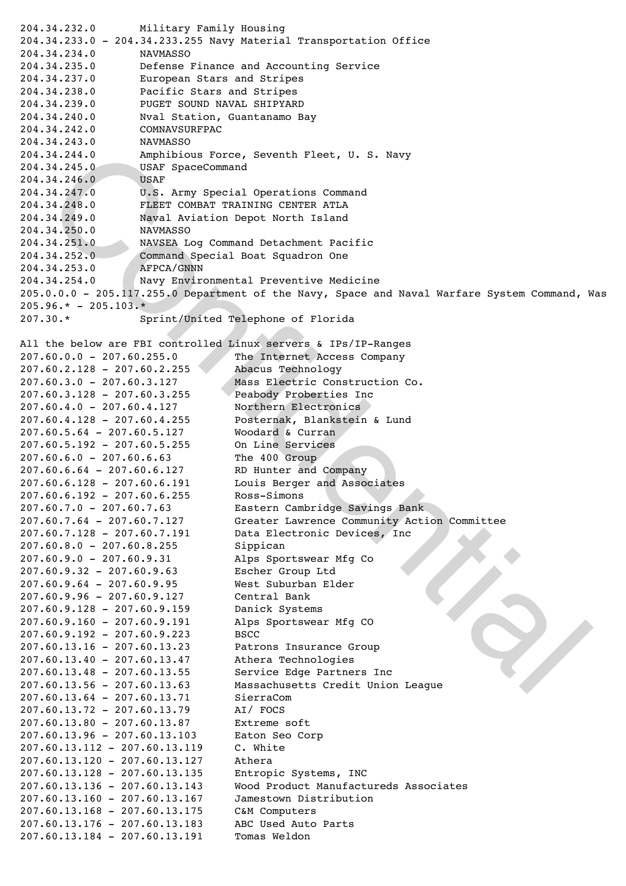```
204.34.232.0        Military Family Housing
204.34.233.0 - 204.34.233.255 Navy Material Transportation Office
204.34.234.0        NAVMASSO
204.34.235.0        Defense Finance and Accounting Service
204.34.237.0        European Stars and Stripes
204.34.238.0        Pacific Stars and Stripes
204.34.239.0        PUGET SOUND NAVAL SHIPYARD
204.34.240.0        Nval Station, Guantanamo Bay
204.34.242.0        COMNAVSURFPAC
204.34.243.0        NAVMASSO
204.34.244.0        Amphibious Force, Seventh Fleet, U. S. Navy
204.34.245.0        USAF SpaceCommand
204.34.246.0        USAF
204.34.247.0        U.S. Army Special Operations Command
204.34.248.0        FLEET COMBAT TRAINING CENTER ATLA
204.34.249.0        Naval Aviation Depot North Island
204.34.250.0        NAVMASSO
204.34.251.0        NAVSEA Log Command Detachment Pacific
204.34.252.0        Command Special Boat Squadron One
204.34.253.0        AFPCA/GNNN
204.34.254.0        Navy Environmental Preventive Medicine
205.0.0.0 - 205.117.255.0 Department of the Navy, Space and Naval Warfare System Command, Was
205.96.* - 205.103.*
207.30.*            Sprint/United Telephone of Florida

All the below are FBI controlled Linux servers & IPs/IP-Ranges
207.60.0.0 - 207.60.255.0          The Internet Access Company
207.60.2.128 - 207.60.2.255        Abacus Technology
207.60.3.0 - 207.60.3.127          Mass Electric Construction Co.
207.60.3.128 - 207.60.3.255        Peabody Proberties Inc
207.60.4.0 - 207.60.4.127          Northern Electronics
207.60.4.128 - 207.60.4.255        Posternak, Blankstein & Lund
207.60.5.64 - 207.60.5.127         Woodard & Curran
207.60.5.192 - 207.60.5.255        On Line Services
207.60.6.0 - 207.60.6.63           The 400 Group
207.60.6.64 - 207.60.6.127         RD Hunter and Company
207.60.6.128 - 207.60.6.191        Louis Berger and Associates
207.60.6.192 - 207.60.6.255        Ross-Simons
207.60.7.0 - 207.60.7.63           Eastern Cambridge Savings Bank
207.60.7.64 - 207.60.7.127         Greater Lawrence Community Action Committee
207.60.7.128 - 207.60.7.191        Data Electronic Devices, Inc
207.60.8.0 - 207.60.8.255          Sippican
207.60.9.0 - 207.60.9.31           Alps Sportswear Mfg Co
207.60.9.32 - 207.60.9.63          Escher Group Ltd
207.60.9.64 - 207.60.9.95          West Suburban Elder
207.60.9.96 - 207.60.9.127         Central Bank
207.60.9.128 - 207.60.9.159        Danick Systems
207.60.9.160 - 207.60.9.191        Alps Sportswear Mfg CO
207.60.9.192 - 207.60.9.223        BSCC
207.60.13.16 - 207.60.13.23        Patrons Insurance Group
207.60.13.40 - 207.60.13.47        Athera Technologies
207.60.13.48 - 207.60.13.55        Service Edge Partners Inc
207.60.13.56 - 207.60.13.63        Massachusetts Credit Union League
207.60.13.64 - 207.60.13.71        SierraCom
207.60.13.72 - 207.60.13.79        AI/ FOCS
207.60.13.80 - 207.60.13.87        Extreme soft
207.60.13.96 - 207.60.13.103       Eaton Seo Corp
207.60.13.112 - 207.60.13.119      C. White
207.60.13.120 - 207.60.13.127      Athera
207.60.13.128 - 207.60.13.135      Entropic Systems, INC
207.60.13.136 - 207.60.13.143      Wood Product Manufactureds Associates
207.60.13.160 - 207.60.13.167      Jamestown Distribution
207.60.13.168 - 207.60.13.175      C&M Computers
207.60.13.176 - 207.60.13.183      ABC Used Auto Parts
207.60.13.184 - 207.60.13.191      Tomas Weldon
```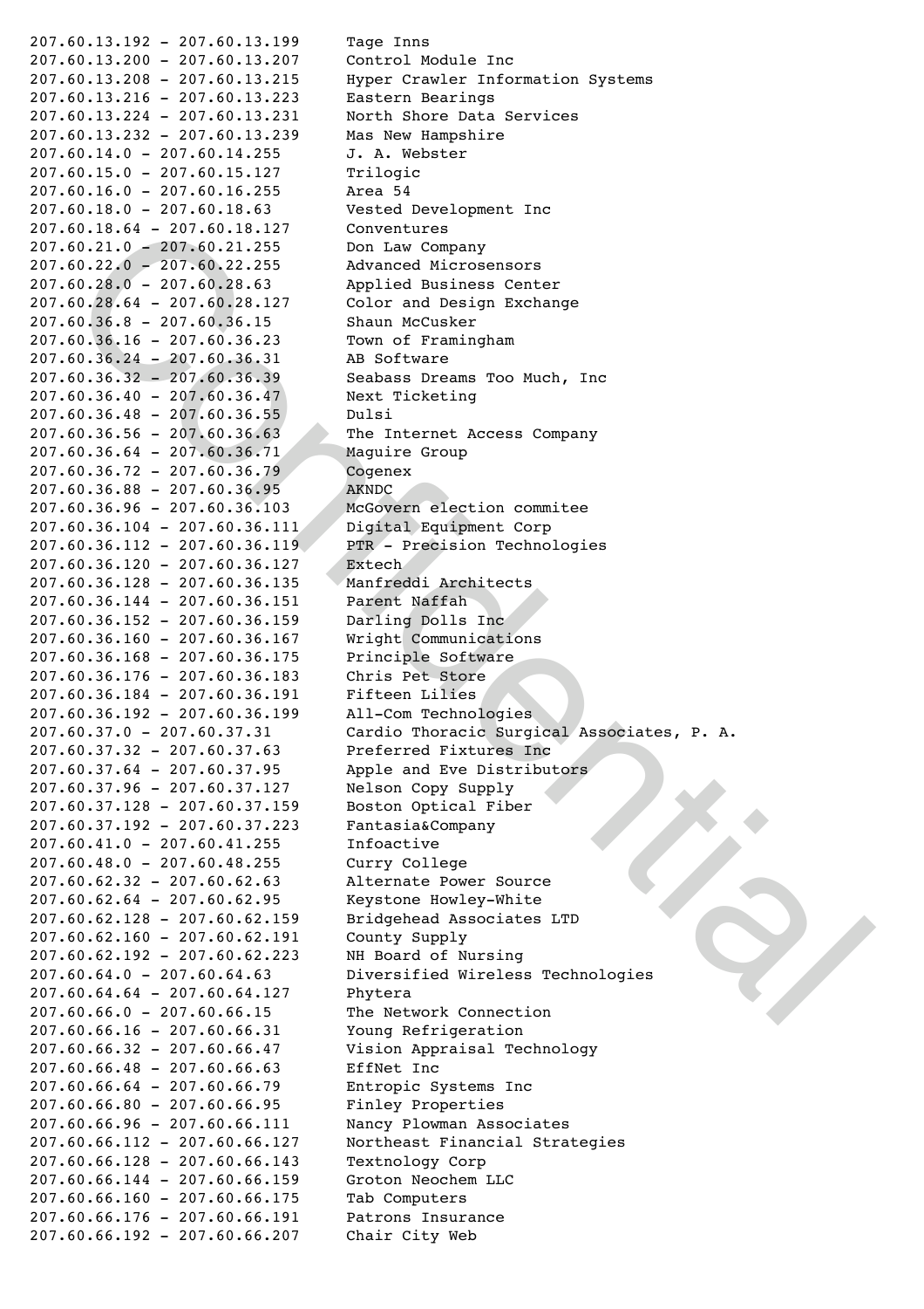| | |
|---|---|
| 207.60.13.192 - 207.60.13.199 | Tage Inns |
| 207.60.13.200 - 207.60.13.207 | Control Module Inc |
| 207.60.13.208 - 207.60.13.215 | Hyper Crawler Information Systems |
| 207.60.13.216 - 207.60.13.223 | Eastern Bearings |
| 207.60.13.224 - 207.60.13.231 | North Shore Data Services |
| 207.60.13.232 - 207.60.13.239 | Mas New Hampshire |
| 207.60.14.0 - 207.60.14.255 | J. A. Webster |
| 207.60.15.0 - 207.60.15.127 | Trilogic |
| 207.60.16.0 - 207.60.16.255 | Area 54 |
| 207.60.18.0 - 207.60.18.63 | Vested Development Inc |
| 207.60.18.64 - 207.60.18.127 | Conventures |
| 207.60.21.0 - 207.60.21.255 | Don Law Company |
| 207.60.22.0 - 207.60.22.255 | Advanced Microsensors |
| 207.60.28.0 - 207.60.28.63 | Applied Business Center |
| 207.60.28.64 - 207.60.28.127 | Color and Design Exchange |
| 207.60.36.8 - 207.60.36.15 | Shaun McCusker |
| 207.60.36.16 - 207.60.36.23 | Town of Framingham |
| 207.60.36.24 - 207.60.36.31 | AB Software |
| 207.60.36.32 - 207.60.36.39 | Seabass Dreams Too Much, Inc |
| 207.60.36.40 - 207.60.36.47 | Next Ticketing |
| 207.60.36.48 - 207.60.36.55 | Dulsi |
| 207.60.36.56 - 207.60.36.63 | The Internet Access Company |
| 207.60.36.64 - 207.60.36.71 | Maguire Group |
| 207.60.36.72 - 207.60.36.79 | Cogenex |
| 207.60.36.88 - 207.60.36.95 | AKNDC |
| 207.60.36.96 - 207.60.36.103 | McGovern election commitee |
| 207.60.36.104 - 207.60.36.111 | Digital Equipment Corp |
| 207.60.36.112 - 207.60.36.119 | PTR - Precision Technologies |
| 207.60.36.120 - 207.60.36.127 | Extech |
| 207.60.36.128 - 207.60.36.135 | Manfreddi Architects |
| 207.60.36.144 - 207.60.36.151 | Parent Naffah |
| 207.60.36.152 - 207.60.36.159 | Darling Dolls Inc |
| 207.60.36.160 - 207.60.36.167 | Wright Communications |
| 207.60.36.168 - 207.60.36.175 | Principle Software |
| 207.60.36.176 - 207.60.36.183 | Chris Pet Store |
| 207.60.36.184 - 207.60.36.191 | Fifteen Lilies |
| 207.60.36.192 - 207.60.36.199 | All-Com Technologies |
| 207.60.37.0 - 207.60.37.31 | Cardio Thoracic Surgical Associates, P. A. |
| 207.60.37.32 - 207.60.37.63 | Preferred Fixtures Inc |
| 207.60.37.64 - 207.60.37.95 | Apple and Eve Distributors |
| 207.60.37.96 - 207.60.37.127 | Nelson Copy Supply |
| 207.60.37.128 - 207.60.37.159 | Boston Optical Fiber |
| 207.60.37.192 - 207.60.37.223 | Fantasia&Company |
| 207.60.41.0 - 207.60.41.255 | Infoactive |
| 207.60.48.0 - 207.60.48.255 | Curry College |
| 207.60.62.32 - 207.60.62.63 | Alternate Power Source |
| 207.60.62.64 - 207.60.62.95 | Keystone Howley-White |
| 207.60.62.128 - 207.60.62.159 | Bridgehead Associates LTD |
| 207.60.62.160 - 207.60.62.191 | County Supply |
| 207.60.62.192 - 207.60.62.223 | NH Board of Nursing |
| 207.60.64.0 - 207.60.64.63 | Diversified Wireless Technologies |
| 207.60.64.64 - 207.60.64.127 | Phytera |
| 207.60.66.0 - 207.60.66.15 | The Network Connection |
| 207.60.66.16 - 207.60.66.31 | Young Refrigeration |
| 207.60.66.32 - 207.60.66.47 | Vision Appraisal Technology |
| 207.60.66.48 - 207.60.66.63 | EffNet Inc |
| 207.60.66.64 - 207.60.66.79 | Entropic Systems Inc |
| 207.60.66.80 - 207.60.66.95 | Finley Properties |
| 207.60.66.96 - 207.60.66.111 | Nancy Plowman Associates |
| 207.60.66.112 - 207.60.66.127 | Northeast Financial Strategies |
| 207.60.66.128 - 207.60.66.143 | Textnology Corp |
| 207.60.66.144 - 207.60.66.159 | Groton Neochem LLC |
| 207.60.66.160 - 207.60.66.175 | Tab Computers |
| 207.60.66.176 - 207.60.66.191 | Patrons Insurance |
| 207.60.66.192 - 207.60.66.207 | Chair City Web |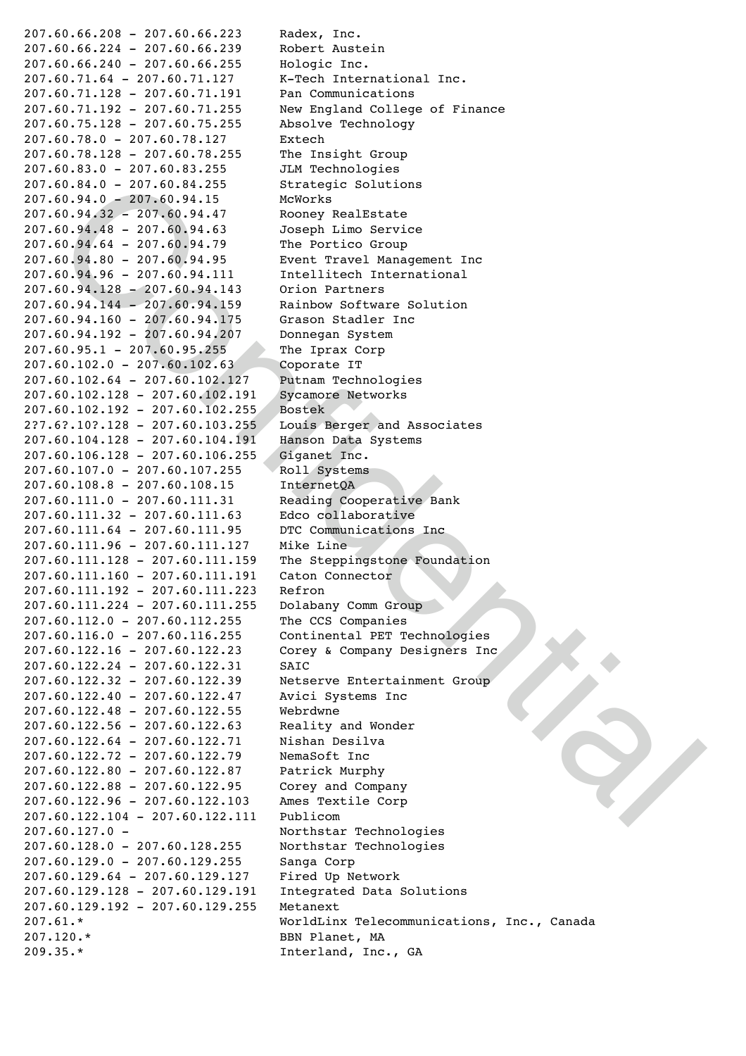| | |
|---|---|
| 207.60.66.208 - 207.60.66.223 | Radex, Inc. |
| 207.60.66.224 - 207.60.66.239 | Robert Austein |
| 207.60.66.240 - 207.60.66.255 | Hologic Inc. |
| 207.60.71.64 - 207.60.71.127 | K-Tech International Inc. |
| 207.60.71.128 - 207.60.71.191 | Pan Communications |
| 207.60.71.192 - 207.60.71.255 | New England College of Finance |
| 207.60.75.128 - 207.60.75.255 | Absolve Technology |
| 207.60.78.0 - 207.60.78.127 | Extech |
| 207.60.78.128 - 207.60.78.255 | The Insight Group |
| 207.60.83.0 - 207.60.83.255 | JLM Technologies |
| 207.60.84.0 - 207.60.84.255 | Strategic Solutions |
| 207.60.94.0 - 207.60.94.15 | McWorks |
| 207.60.94.32 - 207.60.94.47 | Rooney RealEstate |
| 207.60.94.48 - 207.60.94.63 | Joseph Limo Service |
| 207.60.94.64 - 207.60.94.79 | The Portico Group |
| 207.60.94.80 - 207.60.94.95 | Event Travel Management Inc |
| 207.60.94.96 - 207.60.94.111 | Intellitech International |
| 207.60.94.128 - 207.60.94.143 | Orion Partners |
| 207.60.94.144 - 207.60.94.159 | Rainbow Software Solution |
| 207.60.94.160 - 207.60.94.175 | Grason Stadler Inc |
| 207.60.94.192 - 207.60.94.207 | Donnegan System |
| 207.60.95.1 - 207.60.95.255 | The Iprax Corp |
| 207.60.102.0 - 207.60.102.63 | Coporate IT |
| 207.60.102.64 - 207.60.102.127 | Putnam Technologies |
| 207.60.102.128 - 207.60.102.191 | Sycamore Networks |
| 207.60.102.192 - 207.60.102.255 | Bostek |
| 2?7.6?.10?.128 - 207.60.103.255 | Louis Berger and Associates |
| 207.60.104.128 - 207.60.104.191 | Hanson Data Systems |
| 207.60.106.128 - 207.60.106.255 | Giganet Inc. |
| 207.60.107.0 - 207.60.107.255 | Roll Systems |
| 207.60.108.8 - 207.60.108.15 | InternetQA |
| 207.60.111.0 - 207.60.111.31 | Reading Cooperative Bank |
| 207.60.111.32 - 207.60.111.63 | Edco collaborative |
| 207.60.111.64 - 207.60.111.95 | DTC Communications Inc |
| 207.60.111.96 - 207.60.111.127 | Mike Line |
| 207.60.111.128 - 207.60.111.159 | The Steppingstone Foundation |
| 207.60.111.160 - 207.60.111.191 | Caton Connector |
| 207.60.111.192 - 207.60.111.223 | Refron |
| 207.60.111.224 - 207.60.111.255 | Dolabany Comm Group |
| 207.60.112.0 - 207.60.112.255 | The CCS Companies |
| 207.60.116.0 - 207.60.116.255 | Continental PET Technologies |
| 207.60.122.16 - 207.60.122.23 | Corey & Company Designers Inc |
| 207.60.122.24 - 207.60.122.31 | SAIC |
| 207.60.122.32 - 207.60.122.39 | Netserve Entertainment Group |
| 207.60.122.40 - 207.60.122.47 | Avici Systems Inc |
| 207.60.122.48 - 207.60.122.55 | Webrdwne |
| 207.60.122.56 - 207.60.122.63 | Reality and Wonder |
| 207.60.122.64 - 207.60.122.71 | Nishan Desilva |
| 207.60.122.72 - 207.60.122.79 | NemaSoft Inc |
| 207.60.122.80 - 207.60.122.87 | Patrick Murphy |
| 207.60.122.88 - 207.60.122.95 | Corey and Company |
| 207.60.122.96 - 207.60.122.103 | Ames Textile Corp |
| 207.60.122.104 - 207.60.122.111 | Publicom |
| 207.60.127.0 - | Northstar Technologies |
| 207.60.128.0 - 207.60.128.255 | Northstar Technologies |
| 207.60.129.0 - 207.60.129.255 | Sanga Corp |
| 207.60.129.64 - 207.60.129.127 | Fired Up Network |
| 207.60.129.128 - 207.60.129.191 | Integrated Data Solutions |
| 207.60.129.192 - 207.60.129.255 | Metanext |
| 207.61.* | WorldLinx Telecommunications, Inc., Canada |
| 207.120.* | BBN Planet, MA |
| 209.35.* | Interland, Inc., GA |